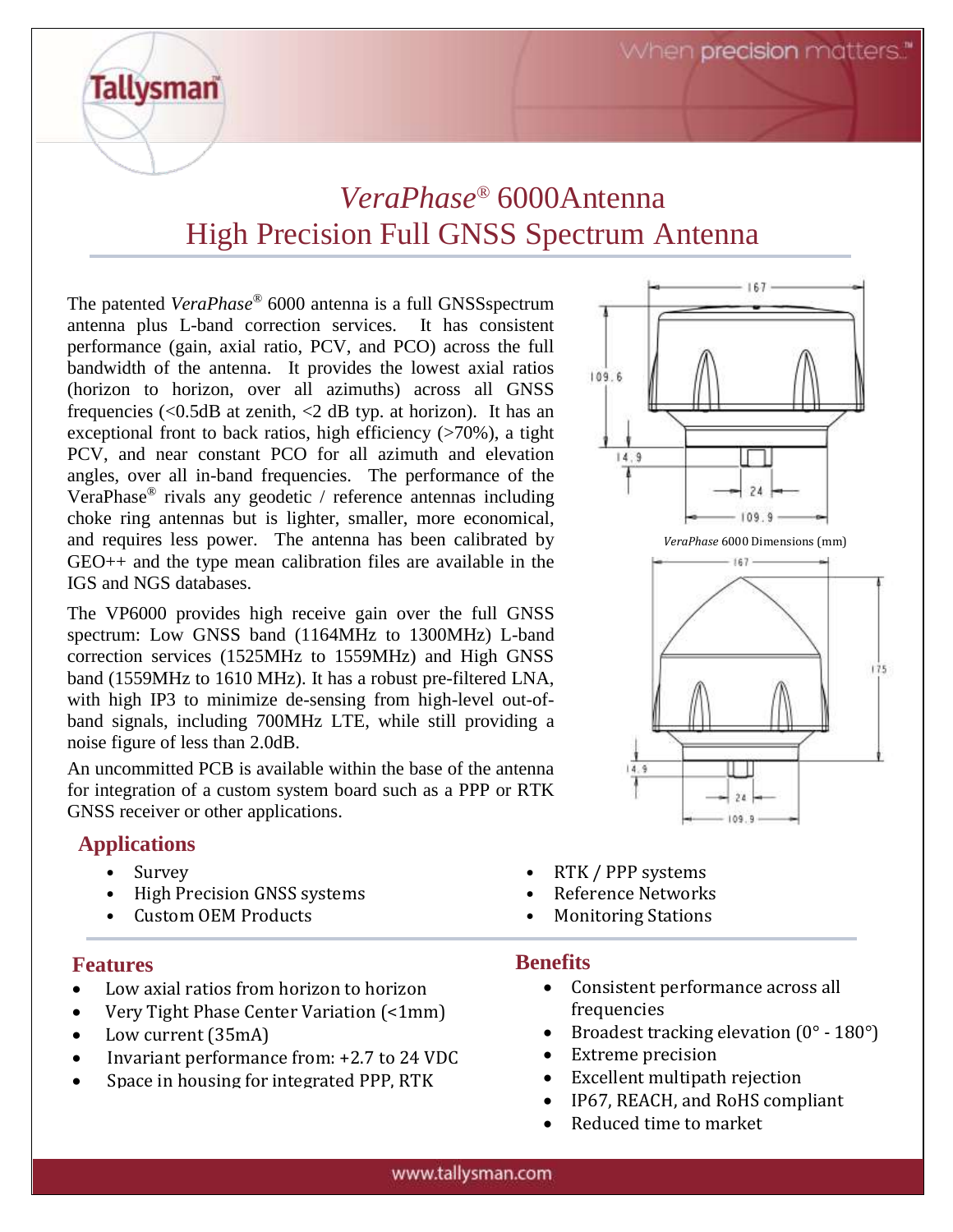# *VeraPhase®* 6000Antenna
# High Precision Full GNSS Spectrum Antenna

The patented *VeraPhase®* 6000 antenna is a full GNSSspectrum antenna plus L-band correction services. It has consistent performance (gain, axial ratio, PCV, and PCO) across the full bandwidth of the antenna. It provides the lowest axial ratios (horizon to horizon, over all azimuths) across all GNSS frequencies (<0.5dB at zenith, <2 dB typ. at horizon). It has an exceptional front to back ratios, high efficiency (>70%), a tight PCV, and near constant PCO for all azimuth and elevation angles, over all in-band frequencies. The performance of the VeraPhase® rivals any geodetic / reference antennas including choke ring antennas but is lighter, smaller, more economical, and requires less power. The antenna has been calibrated by GEO++ and the type mean calibration files are available in the IGS and NGS databases.

The VP6000 provides high receive gain over the full GNSS spectrum: Low GNSS band (1164MHz to 1300MHz) L-band correction services (1525MHz to 1559MHz) and High GNSS band (1559MHz to 1610 MHz). It has a robust pre-filtered LNA, with high IP3 to minimize de-sensing from high-level out-of-band signals, including 700MHz LTE, while still providing a noise figure of less than 2.0dB.

An uncommitted PCB is available within the base of the antenna for integration of a custom system board such as a PPP or RTK GNSS receiver or other applications.

*VeraPhase* 6000 Dimensions (mm)

## Applications

- Survey
- High Precision GNSS systems
- Custom OEM Products
- RTK / PPP systems
- Reference Networks
- Monitoring Stations

## Features

- Low axial ratios from horizon to horizon
- Very Tight Phase Center Variation (<1mm)
- Low current (35mA)
- Invariant performance from: +2.7 to 24 VDC
- Space in housing for integrated PPP, RTK

## Benefits

- Consistent performance across all frequencies
- Broadest tracking elevation (0° - 180°)
- Extreme precision
- Excellent multipath rejection
- IP67, REACH, and RoHS compliant
- Reduced time to market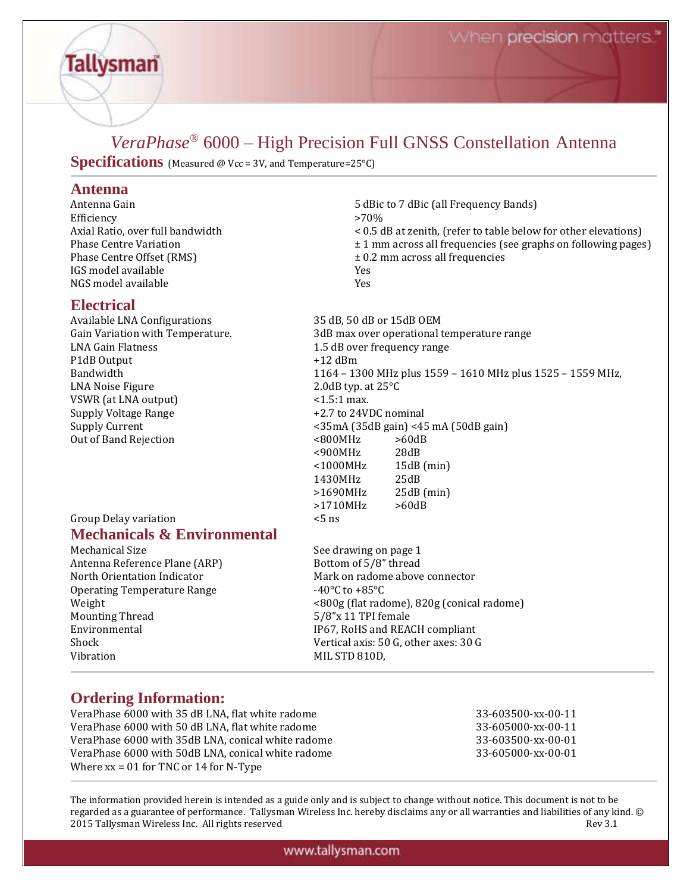# *VeraPhase*® 6000 – High Precision Full GNSS Constellation Antenna

## Specifications (Measured @ Vcc = 3V, and Temperature=25°C)

### Antenna

| | |
|---|---|
| Antenna Gain | 5 dBic to 7 dBic (all Frequency Bands) |
| Efficiency | >70% |
| Axial Ratio, over full bandwidth | < 0.5 dB at zenith, (refer to table below for other elevations) |
| Phase Centre Variation | ± 1 mm across all frequencies (see graphs on following pages) |
| Phase Centre Offset (RMS) | ± 0.2 mm across all frequencies |
| IGS model available | Yes |
| NGS model available | Yes |

### Electrical

| | | |
|---|---|---|
| Available LNA Configurations | 35 dB, 50 dB or 15dB OEM | |
| Gain Variation with Temperature. | 3dB max over operational temperature range | |
| LNA Gain Flatness | 1.5 dB over frequency range | |
| P1dB Output | +12 dBm | |
| Bandwidth | 1164 – 1300 MHz plus 1559 – 1610 MHz plus 1525 – 1559 MHz, | |
| LNA Noise Figure | 2.0dB typ. at 25°C | |
| VSWR (at LNA output) | <1.5:1 max. | |
| Supply Voltage Range | +2.7 to 24VDC nominal | |
| Supply Current | <35mA (35dB gain) <45 mA (50dB gain) | |
| Out of Band Rejection | <800MHz | >60dB |
| | <900MHz | 28dB |
| | <1000MHz | 15dB (min) |
| | 1430MHz | 25dB |
| | >1690MHz | 25dB (min) |
| | >1710MHz | >60dB |
| Group Delay variation | <5 ns | |

### Mechanicals & Environmental

| | |
|---|---|
| Mechanical Size | See drawing on page 1 |
| Antenna Reference Plane (ARP) | Bottom of 5/8" thread |
| North Orientation Indicator | Mark on radome above connector |
| Operating Temperature Range | -40°C to +85°C |
| Weight | <800g (flat radome), 820g (conical radome) |
| Mounting Thread | 5/8"x 11 TPI female |
| Environmental | IP67, RoHS and REACH compliant |
| Shock | Vertical axis: 50 G, other axes: 30 G |
| Vibration | MIL STD 810D, |

### Ordering Information:

| | |
|---|---|
| VeraPhase 6000 with 35 dB LNA, flat white radome | 33-603500-xx-00-11 |
| VeraPhase 6000 with 50 dB LNA, flat white radome | 33-605000-xx-00-11 |
| VeraPhase 6000 with 35dB LNA, conical white radome | 33-603500-xx-00-01 |
| VeraPhase 6000 with 50dB LNA, conical white radome | 33-605000-xx-00-01 |

Where xx = 01 for TNC or 14 for N-Type

The information provided herein is intended as a guide only and is subject to change without notice. This document is not to be regarded as a guarantee of performance. Tallysman Wireless Inc. hereby disclaims any or all warranties and liabilities of any kind. © 2015 Tallysman Wireless Inc. All rights reserved Rev 3.1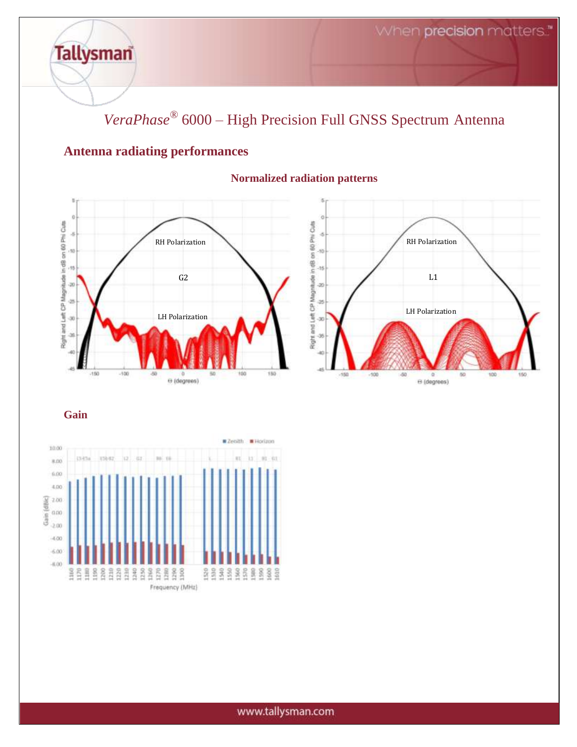# *VeraPhase®* 6000 – High Precision Full GNSS Spectrum Antenna

## Antenna radiating performances

### Normalized radiation patterns

RH Polarization

G2

LH Polarization

RH Polarization

L1

LH Polarization

### Gain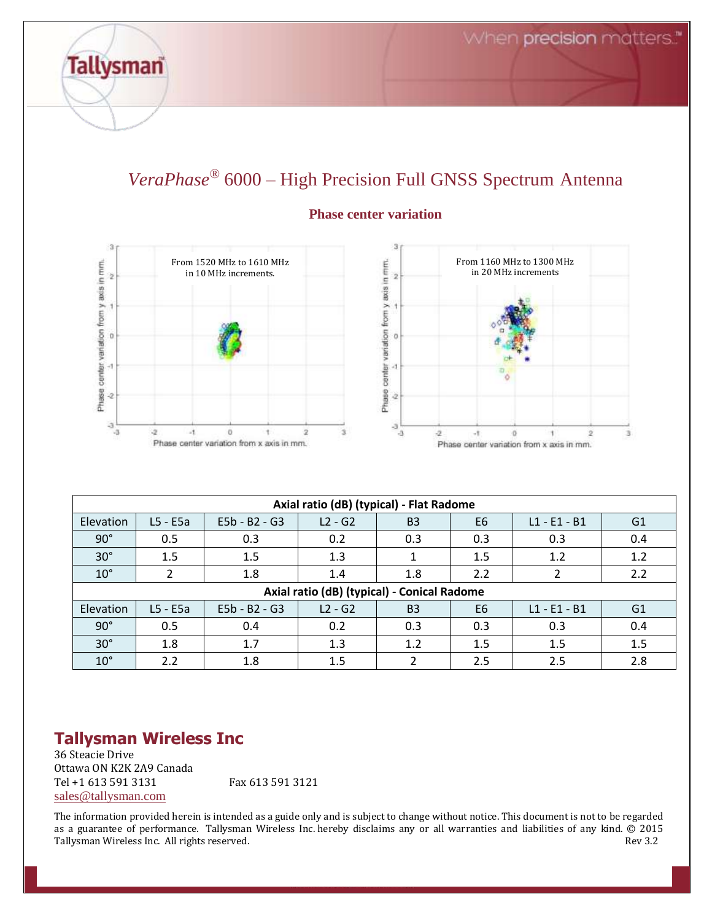# *VeraPhase®* 6000 – High Precision Full GNSS Spectrum Antenna

## Phase center variation

From 1520 MHz to 1610 MHz in 10 MHz increments.

Phase center variation from y axis in mm.

Phase center variation from x axis in mm.

-3 -2 -1 0 1 2 3

From 1160 MHz to 1300 MHz in 20 MHz increments

Phase center variation from y axis in mm.

Phase center variation from x axis in mm.

-3 -2 -1 0 1 2 3

| Axial ratio (dB) (typical) - Flat Radome | | | | | | | |
|---|---|---|---|---|---|---|---|
| Elevation | L5 - E5a | E5b - B2 - G3 | L2 - G2 | B3 | E6 | L1 - E1 - B1 | G1 |
| 90° | 0.5 | 0.3 | 0.2 | 0.3 | 0.3 | 0.3 | 0.4 |
| 30° | 1.5 | 1.5 | 1.3 | 1 | 1.5 | 1.2 | 1.2 |
| 10° | 2 | 1.8 | 1.4 | 1.8 | 2.2 | 2 | 2.2 |
| **Axial ratio (dB) (typical) - Conical Radome** | | | | | | | |
| Elevation | L5 - E5a | E5b - B2 - G3 | L2 - G2 | B3 | E6 | L1 - E1 - B1 | G1 |
| 90° | 0.5 | 0.4 | 0.2 | 0.3 | 0.3 | 0.3 | 0.4 |
| 30° | 1.8 | 1.7 | 1.3 | 1.2 | 1.5 | 1.5 | 1.5 |
| 10° | 2.2 | 1.8 | 1.5 | 2 | 2.5 | 2.5 | 2.8 |

## Tallysman Wireless Inc

36 Steacie Drive
Ottawa ON K2K 2A9 Canada
Tel +1 613 591 3131 Fax 613 591 3121
sales@tallysman.com

The information provided herein is intended as a guide only and is subject to change without notice. This document is not to be regarded as a guarantee of performance. Tallysman Wireless Inc. hereby disclaims any or all warranties and liabilities of any kind. © 2015 Tallysman Wireless Inc. All rights reserved. Rev 3.2